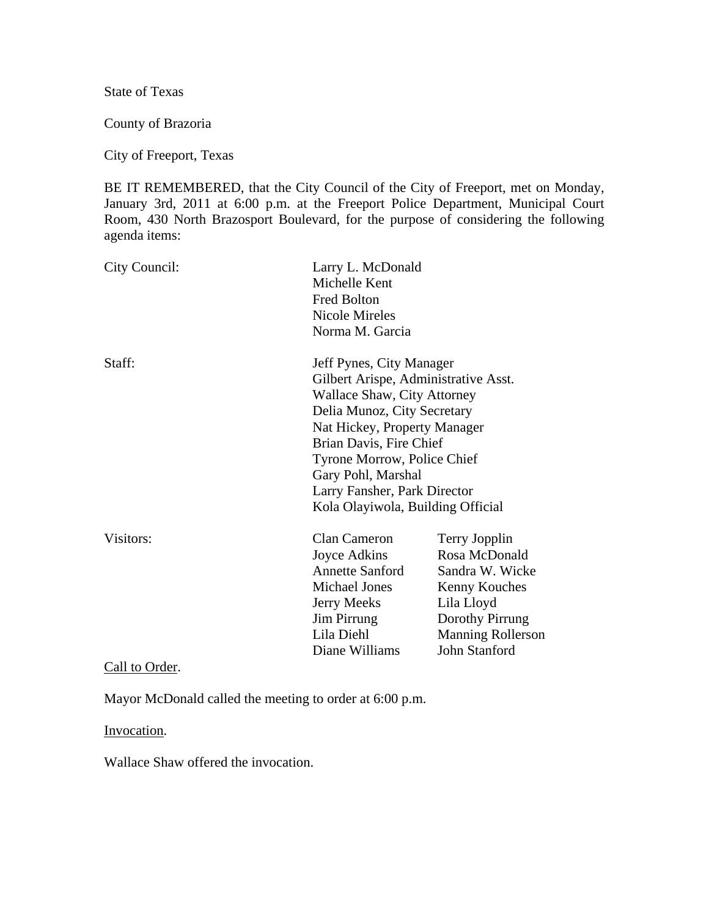State of Texas

County of Brazoria

City of Freeport, Texas

BE IT REMEMBERED, that the City Council of the City of Freeport, met on Monday, January 3rd, 2011 at 6:00 p.m. at the Freeport Police Department, Municipal Court Room, 430 North Brazosport Boulevard, for the purpose of considering the following agenda items:

| | | |
|---|---|---|
| City Council: | Larry L. McDonald | |
| | Michelle Kent | |
| | Fred Bolton | |
| | Nicole Mireles | |
| | Norma M. Garcia | |
| Staff: | Jeff Pynes, City Manager | |
| | Gilbert Arispe, Administrative Asst. | |
| | Wallace Shaw, City Attorney | |
| | Delia Munoz, City Secretary | |
| | Nat Hickey, Property Manager | |
| | Brian Davis, Fire Chief | |
| | Tyrone Morrow, Police Chief | |
| | Gary Pohl, Marshal | |
| | Larry Fansher, Park Director | |
| | Kola Olayiwola, Building Official | |
| Visitors: | Clan Cameron | Terry Jopplin |
| | Joyce Adkins | Rosa McDonald |
| | Annette Sanford | Sandra W. Wicke |
| | Michael Jones | Kenny Kouches |
| | Jerry Meeks | Lila Lloyd |
| | Jim Pirrung | Dorothy Pirrung |
| | Lila Diehl | Manning Rollerson |
| | Diane Williams | John Stanford |

Call to Order.

Mayor McDonald called the meeting to order at 6:00 p.m.

Invocation.

Wallace Shaw offered the invocation.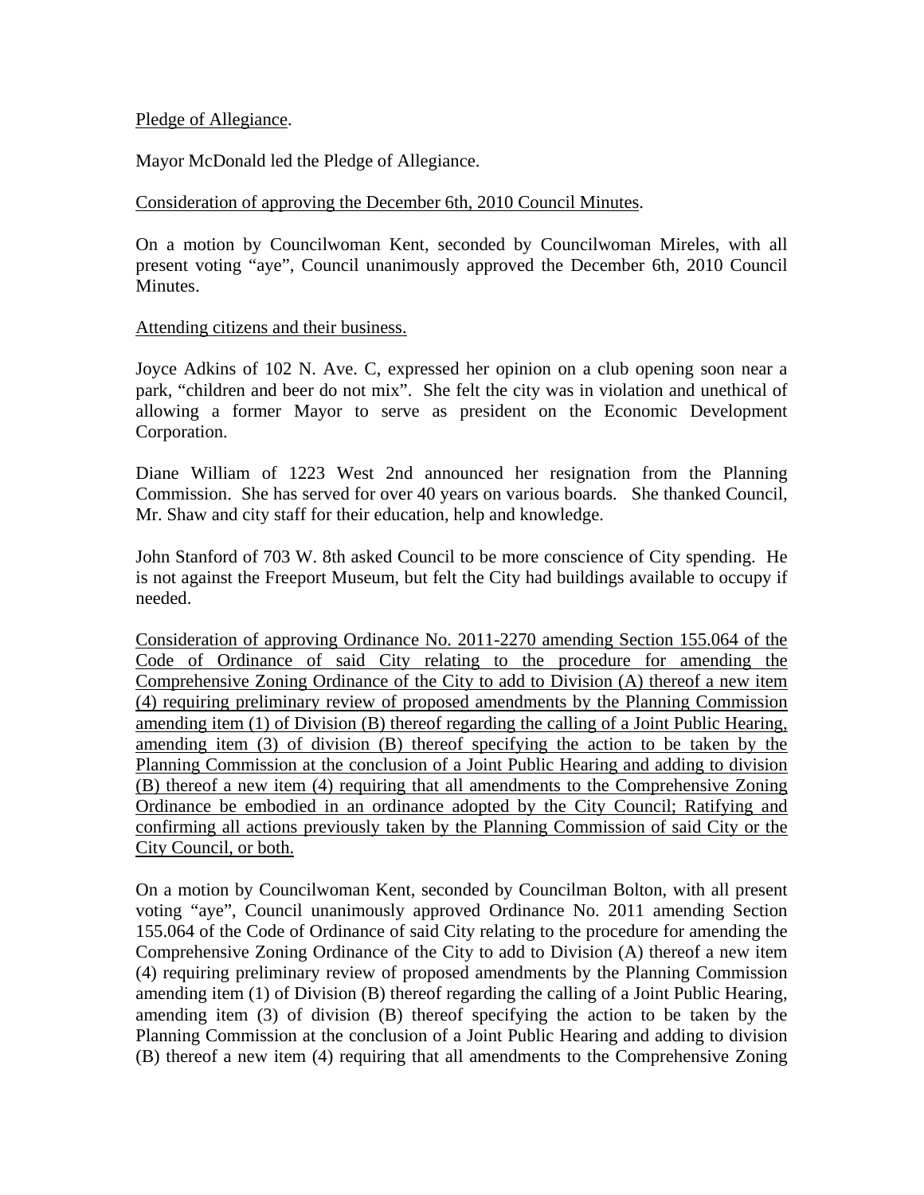Pledge of Allegiance.

Mayor McDonald led the Pledge of Allegiance.

Consideration of approving the December 6th, 2010 Council Minutes.

On a motion by Councilwoman Kent, seconded by Councilwoman Mireles, with all present voting "aye", Council unanimously approved the December 6th, 2010 Council Minutes.

Attending citizens and their business.

Joyce Adkins of 102 N. Ave. C, expressed her opinion on a club opening soon near a park, "children and beer do not mix". She felt the city was in violation and unethical of allowing a former Mayor to serve as president on the Economic Development Corporation.

Diane William of 1223 West 2nd announced her resignation from the Planning Commission. She has served for over 40 years on various boards. She thanked Council, Mr. Shaw and city staff for their education, help and knowledge.

John Stanford of 703 W. 8th asked Council to be more conscience of City spending. He is not against the Freeport Museum, but felt the City had buildings available to occupy if needed.

Consideration of approving Ordinance No. 2011-2270 amending Section 155.064 of the Code of Ordinance of said City relating to the procedure for amending the Comprehensive Zoning Ordinance of the City to add to Division (A) thereof a new item (4) requiring preliminary review of proposed amendments by the Planning Commission amending item (1) of Division (B) thereof regarding the calling of a Joint Public Hearing, amending item (3) of division (B) thereof specifying the action to be taken by the Planning Commission at the conclusion of a Joint Public Hearing and adding to division (B) thereof a new item (4) requiring that all amendments to the Comprehensive Zoning Ordinance be embodied in an ordinance adopted by the City Council; Ratifying and confirming all actions previously taken by the Planning Commission of said City or the City Council, or both.

On a motion by Councilwoman Kent, seconded by Councilman Bolton, with all present voting "aye", Council unanimously approved Ordinance No. 2011 amending Section 155.064 of the Code of Ordinance of said City relating to the procedure for amending the Comprehensive Zoning Ordinance of the City to add to Division (A) thereof a new item (4) requiring preliminary review of proposed amendments by the Planning Commission amending item (1) of Division (B) thereof regarding the calling of a Joint Public Hearing, amending item (3) of division (B) thereof specifying the action to be taken by the Planning Commission at the conclusion of a Joint Public Hearing and adding to division (B) thereof a new item (4) requiring that all amendments to the Comprehensive Zoning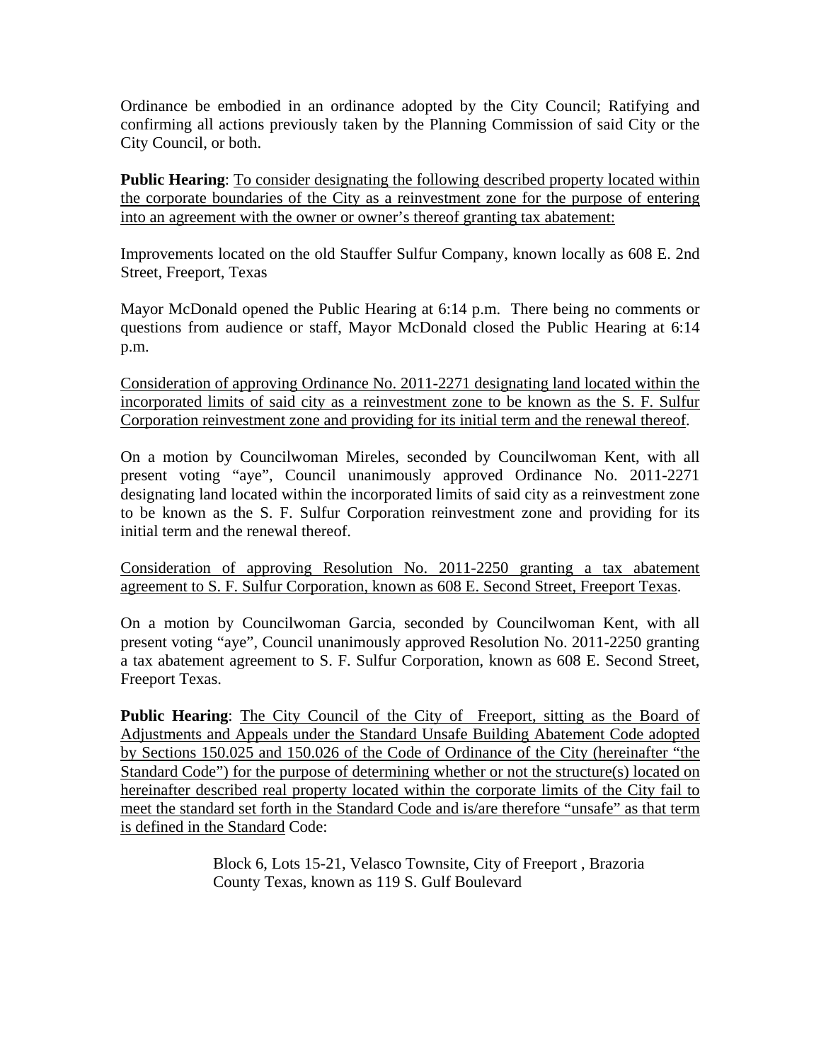Ordinance be embodied in an ordinance adopted by the City Council; Ratifying and confirming all actions previously taken by the Planning Commission of said City or the City Council, or both.

**Public Hearing**: <u>To consider designating the following described property located within the corporate boundaries of the City as a reinvestment zone for the purpose of entering into an agreement with the owner or owner's thereof granting tax abatement:</u>

Improvements located on the old Stauffer Sulfur Company, known locally as 608 E. 2nd Street, Freeport, Texas

Mayor McDonald opened the Public Hearing at 6:14 p.m. There being no comments or questions from audience or staff, Mayor McDonald closed the Public Hearing at 6:14 p.m.

<u>Consideration of approving Ordinance No. 2011-2271 designating land located within the incorporated limits of said city as a reinvestment zone to be known as the S. F. Sulfur Corporation reinvestment zone and providing for its initial term and the renewal thereof</u>.

On a motion by Councilwoman Mireles, seconded by Councilwoman Kent, with all present voting "aye", Council unanimously approved Ordinance No. 2011-2271 designating land located within the incorporated limits of said city as a reinvestment zone to be known as the S. F. Sulfur Corporation reinvestment zone and providing for its initial term and the renewal thereof.

<u>Consideration of approving Resolution No. 2011-2250 granting a tax abatement agreement to S. F. Sulfur Corporation, known as 608 E. Second Street, Freeport Texas</u>.

On a motion by Councilwoman Garcia, seconded by Councilwoman Kent, with all present voting "aye", Council unanimously approved Resolution No. 2011-2250 granting a tax abatement agreement to S. F. Sulfur Corporation, known as 608 E. Second Street, Freeport Texas.

**Public Hearing**: <u>The City Council of the City of Freeport, sitting as the Board of Adjustments and Appeals under the Standard Unsafe Building Abatement Code adopted by Sections 150.025 and 150.026 of the Code of Ordinance of the City (hereinafter "the Standard Code") for the purpose of determining whether or not the structure(s) located on hereinafter described real property located within the corporate limits of the City fail to meet the standard set forth in the Standard Code and is/are therefore "unsafe" as that term is defined in the Standard</u> Code:

> Block 6, Lots 15-21, Velasco Townsite, City of Freeport , Brazoria County Texas, known as 119 S. Gulf Boulevard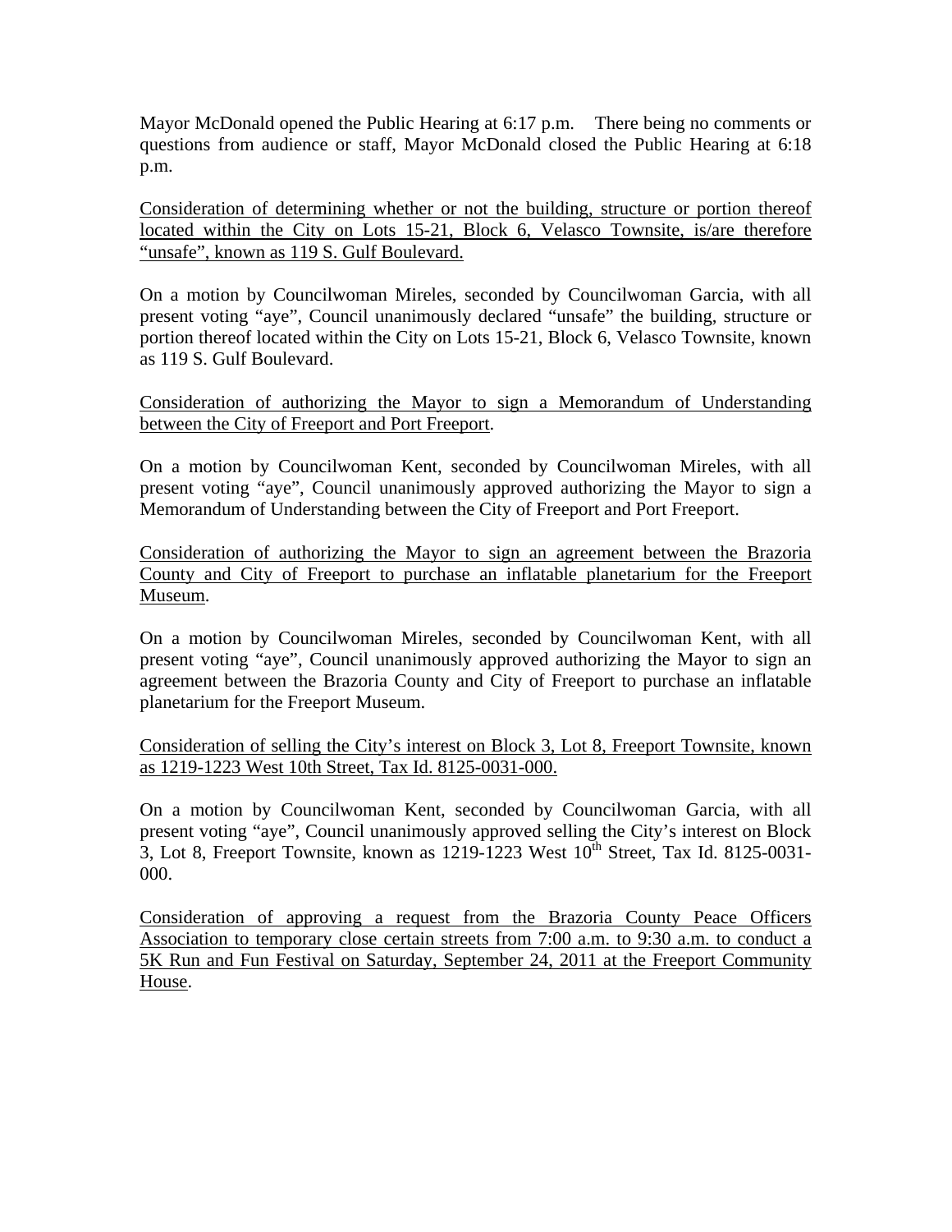Mayor McDonald opened the Public Hearing at 6:17 p.m. There being no comments or questions from audience or staff, Mayor McDonald closed the Public Hearing at 6:18 p.m.

<u>Consideration of determining whether or not the building, structure or portion thereof located within the City on Lots 15-21, Block 6, Velasco Townsite, is/are therefore "unsafe", known as 119 S. Gulf Boulevard.</u>

On a motion by Councilwoman Mireles, seconded by Councilwoman Garcia, with all present voting "aye", Council unanimously declared "unsafe" the building, structure or portion thereof located within the City on Lots 15-21, Block 6, Velasco Townsite, known as 119 S. Gulf Boulevard.

<u>Consideration of authorizing the Mayor to sign a Memorandum of Understanding between the City of Freeport and Port Freeport</u>.

On a motion by Councilwoman Kent, seconded by Councilwoman Mireles, with all present voting "aye", Council unanimously approved authorizing the Mayor to sign a Memorandum of Understanding between the City of Freeport and Port Freeport.

<u>Consideration of authorizing the Mayor to sign an agreement between the Brazoria County and City of Freeport to purchase an inflatable planetarium for the Freeport Museum</u>.

On a motion by Councilwoman Mireles, seconded by Councilwoman Kent, with all present voting "aye", Council unanimously approved authorizing the Mayor to sign an agreement between the Brazoria County and City of Freeport to purchase an inflatable planetarium for the Freeport Museum.

<u>Consideration of selling the City's interest on Block 3, Lot 8, Freeport Townsite, known as 1219-1223 West 10th Street, Tax Id. 8125-0031-000.</u>

On a motion by Councilwoman Kent, seconded by Councilwoman Garcia, with all present voting "aye", Council unanimously approved selling the City's interest on Block 3, Lot 8, Freeport Townsite, known as 1219-1223 West 10th Street, Tax Id. 8125-0031-000.

<u>Consideration of approving a request from the Brazoria County Peace Officers Association to temporary close certain streets from 7:00 a.m. to 9:30 a.m. to conduct a 5K Run and Fun Festival on Saturday, September 24, 2011 at the Freeport Community House</u>.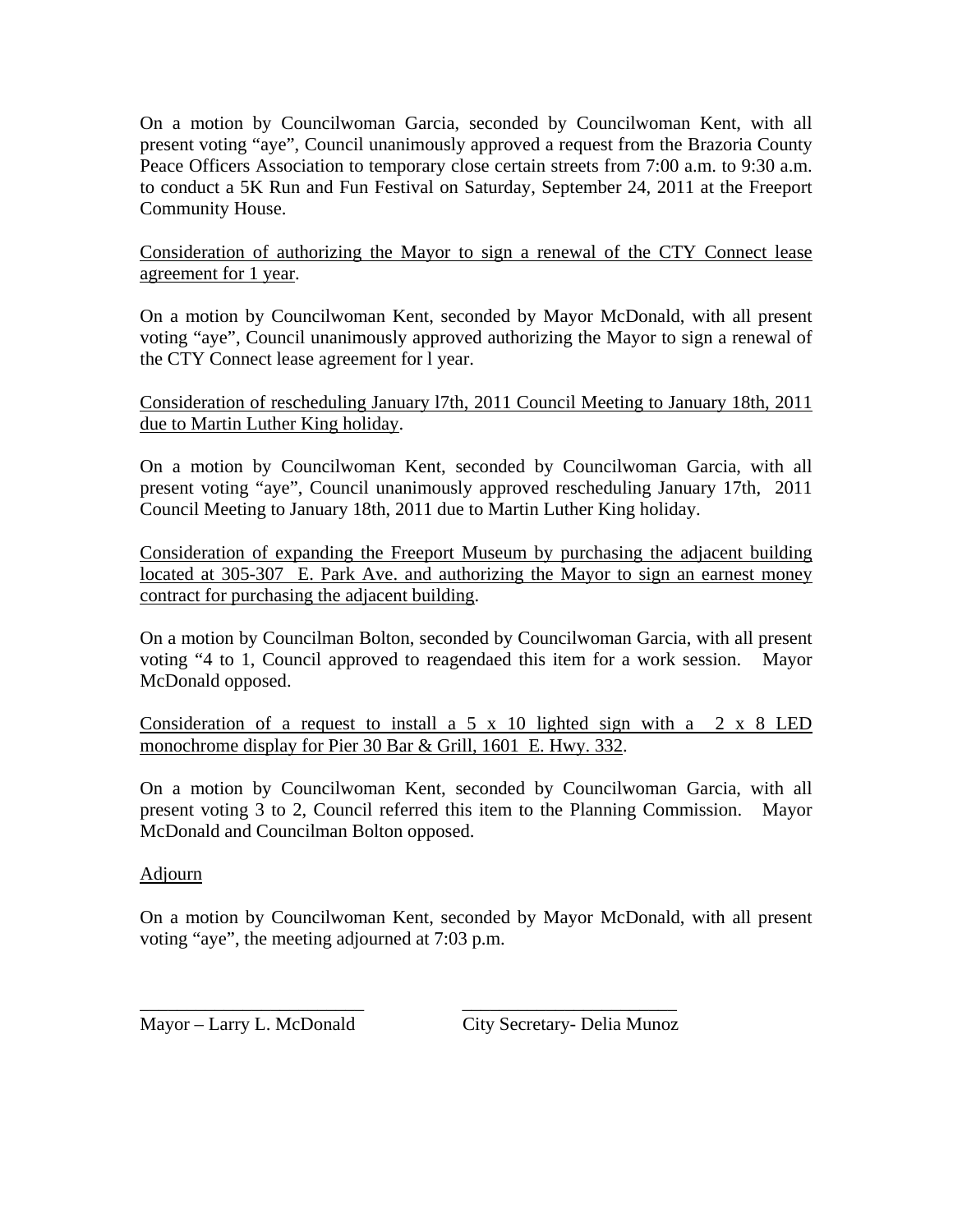On a motion by Councilwoman Garcia, seconded by Councilwoman Kent, with all present voting "aye", Council unanimously approved a request from the Brazoria County Peace Officers Association to temporary close certain streets from 7:00 a.m. to 9:30 a.m. to conduct a 5K Run and Fun Festival on Saturday, September 24, 2011 at the Freeport Community House.

<u>Consideration of authorizing the Mayor to sign a renewal of the CTY Connect lease agreement for 1 year</u>.

On a motion by Councilwoman Kent, seconded by Mayor McDonald, with all present voting "aye", Council unanimously approved authorizing the Mayor to sign a renewal of the CTY Connect lease agreement for l year.

<u>Consideration of rescheduling January l7th, 2011 Council Meeting to January 18th, 2011 due to Martin Luther King holiday</u>.

On a motion by Councilwoman Kent, seconded by Councilwoman Garcia, with all present voting "aye", Council unanimously approved rescheduling January 17th, 2011 Council Meeting to January 18th, 2011 due to Martin Luther King holiday.

<u>Consideration of expanding the Freeport Museum by purchasing the adjacent building located at 305-307 E. Park Ave. and authorizing the Mayor to sign an earnest money contract for purchasing the adjacent building</u>.

On a motion by Councilman Bolton, seconded by Councilwoman Garcia, with all present voting "4 to 1, Council approved to reagendaed this item for a work session. Mayor McDonald opposed.

<u>Consideration of a request to install a 5 x 10 lighted sign with a 2 x 8 LED monochrome display for Pier 30 Bar & Grill, 1601 E. Hwy. 332</u>.

On a motion by Councilwoman Kent, seconded by Councilwoman Garcia, with all present voting 3 to 2, Council referred this item to the Planning Commission. Mayor McDonald and Councilman Bolton opposed.

<u>Adjourn</u>

On a motion by Councilwoman Kent, seconded by Mayor McDonald, with all present voting "aye", the meeting adjourned at 7:03 p.m.

________________________ ______________________

Mayor – Larry L. McDonald City Secretary- Delia Munoz